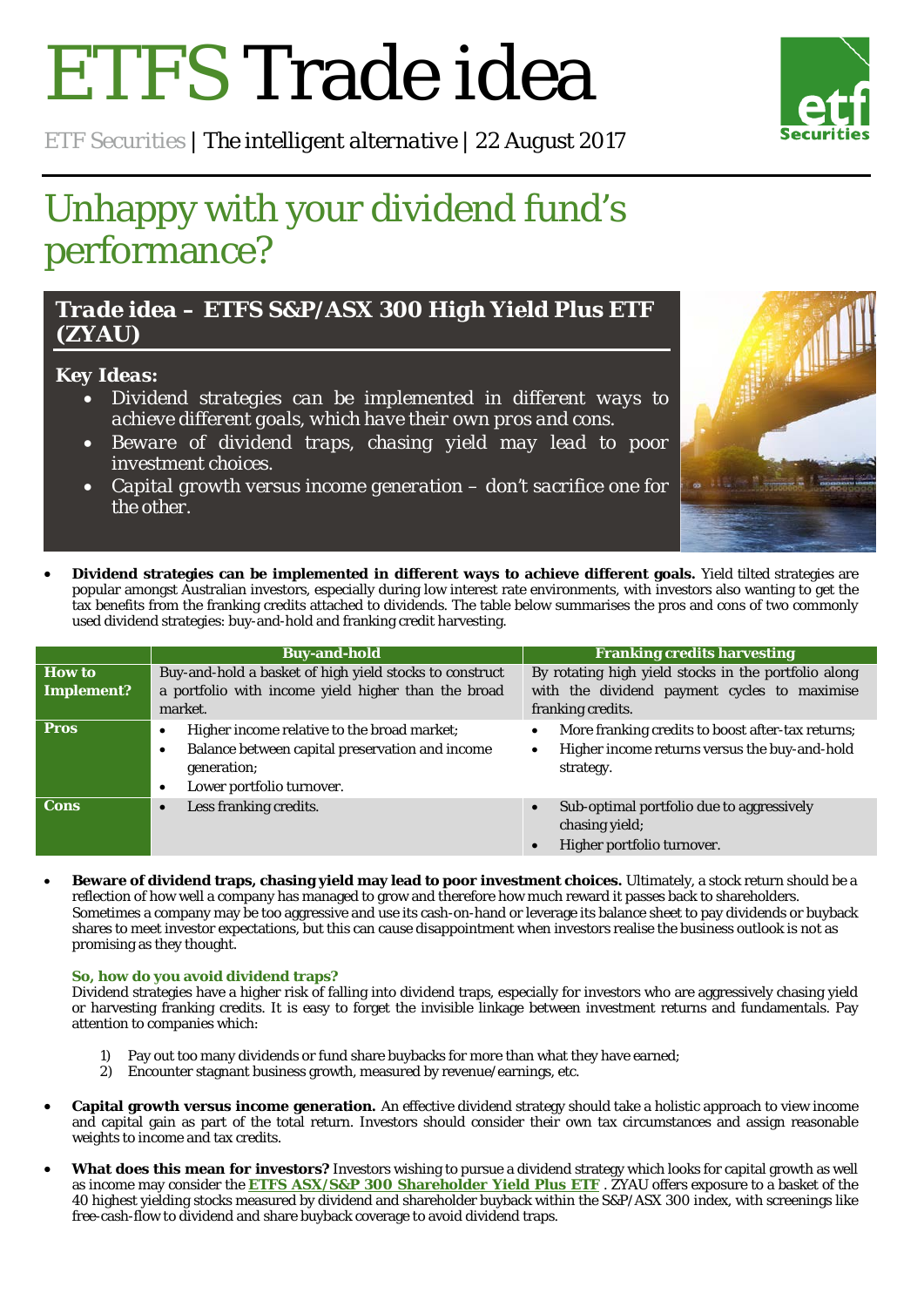# ETFS Trade idea

ETF Securities | *The intelligent alternative* | 22 August 2017

## Unhappy with your dividend fund's performance?

### *Trade idea – ETFS S&P/ASX 300 High Yield Plus ETF (ZYAU)*

***Key Ideas:***

- *Dividend strategies can be implemented in different ways to achieve different goals, which have their own pros and cons.*
- *Beware of dividend traps, chasing yield may lead to poor investment choices.*
- *Capital growth versus income generation – don't sacrifice one for the other.*

- **Dividend strategies can be implemented in different ways to achieve different goals.** Yield tilted strategies are popular amongst Australian investors, especially during low interest rate environments, with investors also wanting to get the tax benefits from the franking credits attached to dividends. The table below summarises the pros and cons of two commonly used dividend strategies: buy-and-hold and franking credit harvesting.

| | Buy-and-hold | Franking credits harvesting |
|---|---|---|
| **How to Implement?** | Buy-and-hold a basket of high yield stocks to construct a portfolio with income yield higher than the broad market. | By rotating high yield stocks in the portfolio along with the dividend payment cycles to maximise franking credits. |
| **Pros** | • Higher income relative to the broad market;<br>• Balance between capital preservation and income generation;<br>• Lower portfolio turnover. | • More franking credits to boost after-tax returns;<br>• Higher income returns versus the buy-and-hold strategy. |
| **Cons** | • Less franking credits. | • Sub-optimal portfolio due to aggressively chasing yield;<br>• Higher portfolio turnover. |

- **Beware of dividend traps, chasing yield may lead to poor investment choices.** Ultimately, a stock return should be a reflection of how well a company has managed to grow and therefore how much reward it passes back to shareholders. Sometimes a company may be too aggressive and use its cash-on-hand or leverage its balance sheet to pay dividends or buyback shares to meet investor expectations, but this can cause disappointment when investors realise the business outlook is not as promising as they thought.

  **So, how do you avoid dividend traps?**

  Dividend strategies have a higher risk of falling into dividend traps, especially for investors who are aggressively chasing yield or harvesting franking credits. It is easy to forget the invisible linkage between investment returns and fundamentals. Pay attention to companies which:

  1) Pay out too many dividends or fund share buybacks for more than what they have earned;
  2) Encounter stagnant business growth, measured by revenue/earnings, etc.

- **Capital growth versus income generation.** An effective dividend strategy should take a holistic approach to view income and capital gain as part of the total return. Investors should consider their own tax circumstances and assign reasonable weights to income and tax credits.

- **What does this mean for investors?** Investors wishing to pursue a dividend strategy which looks for capital growth as well as income may consider the **ETFS ASX/S&P 300 Shareholder Yield Plus ETF** . ZYAU offers exposure to a basket of the 40 highest yielding stocks measured by dividend and shareholder buyback within the S&P/ASX 300 index, with screenings like free-cash-flow to dividend and share buyback coverage to avoid dividend traps.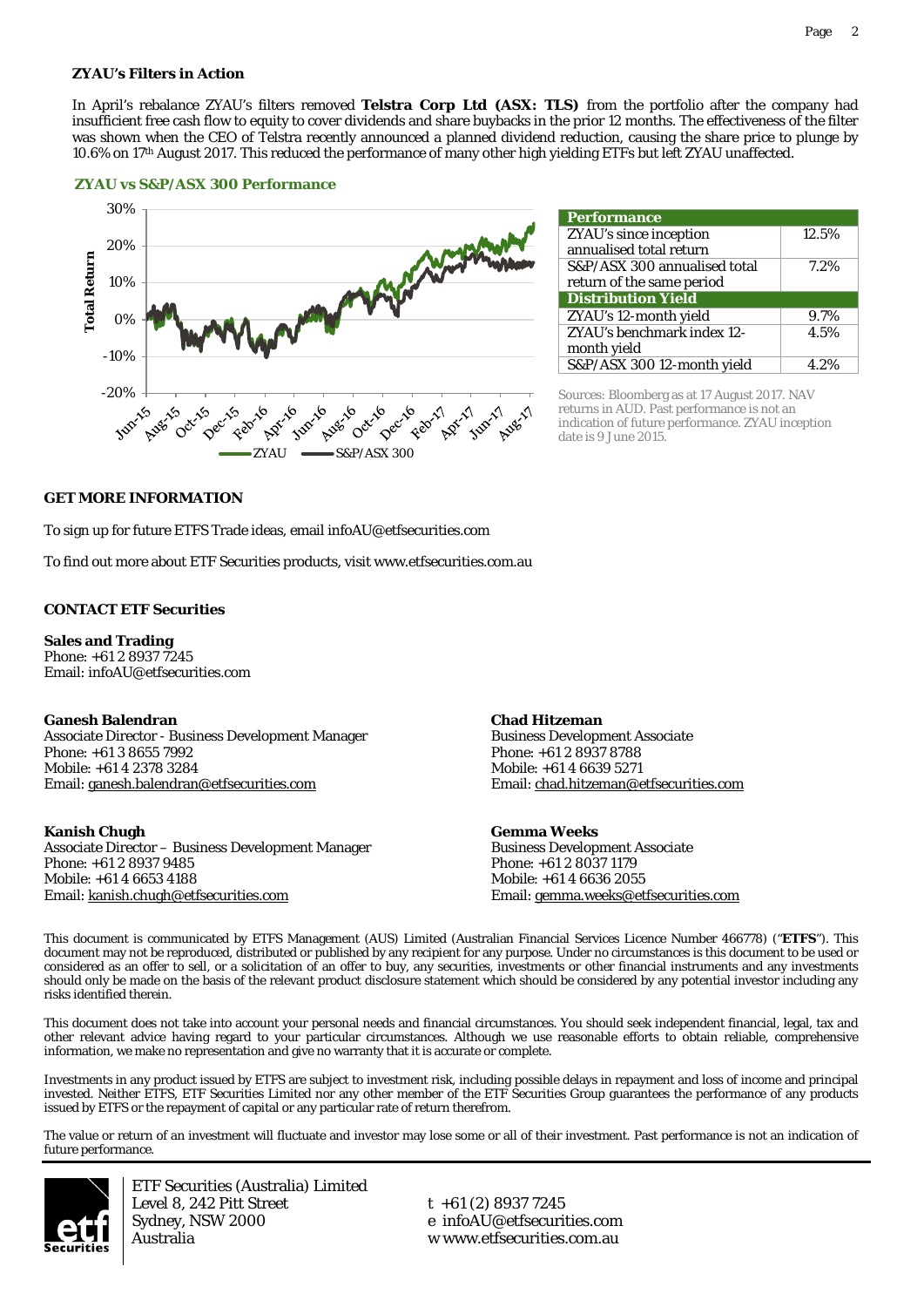### ZYAU's Filters in Action

In April's rebalance ZYAU's filters removed **Telstra Corp Ltd (ASX: TLS)** from the portfolio after the company had insufficient free cash flow to equity to cover dividends and share buybacks in the prior 12 months. The effectiveness of the filter was shown when the CEO of Telstra recently announced a planned dividend reduction, causing the share price to plunge by 10.6% on 17th August 2017. This reduced the performance of many other high yielding ETFs but left ZYAU unaffected.

**ZYAU vs S&P/ASX 300 Performance**

Total Return

30%
20%
10%
0%
-10%
-20%

Jun-15 Aug-15 Oct-15 Dec-15 Feb-16 Apr-16 Jun-16 Aug-16 Oct-16 Dec-16 Feb-17 Apr-17 Jun-17 Aug-17

ZYAU S&P/ASX 300

| | |
|---|---|
| **Performance** | |
| ZYAU's since inception annualised total return | 12.5% |
| S&P/ASX 300 annualised total return of the same period | 7.2% |
| **Distribution Yield** | |
| ZYAU's 12-month yield | 9.7% |
| ZYAU's benchmark index 12-month yield | 4.5% |
| S&P/ASX 300 12-month yield | 4.2% |

Sources: Bloomberg as at 17 August 2017. NAV returns in AUD. Past performance is not an indication of future performance. ZYAU inception date is 9 June 2015.

### GET MORE INFORMATION

To sign up for future ETFS Trade ideas, email infoAU@etfsecurities.com

To find out more about ETF Securities products, visit www.etfsecurities.com.au

### CONTACT ETF Securities

**Sales and Trading**
Phone: +61 2 8937 7245
Email: infoAU@etfsecurities.com

**Ganesh Balendran**
Associate Director - Business Development Manager
Phone: +61 3 8655 7992
Mobile: +61 4 2378 3284
Email: ganesh.balendran@etfsecurities.com

**Kanish Chugh**
Associate Director – Business Development Manager
Phone: +61 2 8937 9485
Mobile: +61 4 6653 4188
Email: kanish.chugh@etfsecurities.com

**Chad Hitzeman**
Business Development Associate
Phone: +61 2 8937 8788
Mobile: +61 4 6639 5271
Email: chad.hitzeman@etfsecurities.com

**Gemma Weeks**
Business Development Associate
Phone: +61 2 8037 1179
Mobile: +61 4 6636 2055
Email: gemma.weeks@etfsecurities.com

This document is communicated by ETFS Management (AUS) Limited (Australian Financial Services Licence Number 466778) ("**ETFS**"). This document may not be reproduced, distributed or published by any recipient for any purpose. Under no circumstances is this document to be used or considered as an offer to sell, or a solicitation of an offer to buy, any securities, investments or other financial instruments and any investments should only be made on the basis of the relevant product disclosure statement which should be considered by any potential investor including any risks identified therein.

This document does not take into account your personal needs and financial circumstances. You should seek independent financial, legal, tax and other relevant advice having regard to your particular circumstances. Although we use reasonable efforts to obtain reliable, comprehensive information, we make no representation and give no warranty that it is accurate or complete.

Investments in any product issued by ETFS are subject to investment risk, including possible delays in repayment and loss of income and principal invested. Neither ETFS, ETF Securities Limited nor any other member of the ETF Securities Group guarantees the performance of any products issued by ETFS or the repayment of capital or any particular rate of return therefrom.

The value or return of an investment will fluctuate and investor may lose some or all of their investment. Past performance is not an indication of future performance.

ETF Securities (Australia) Limited
Level 8, 242 Pitt Street
Sydney, NSW 2000
Australia

t +61 (2) 8937 7245
e infoAU@etfsecurities.com
w www.etfsecurities.com.au